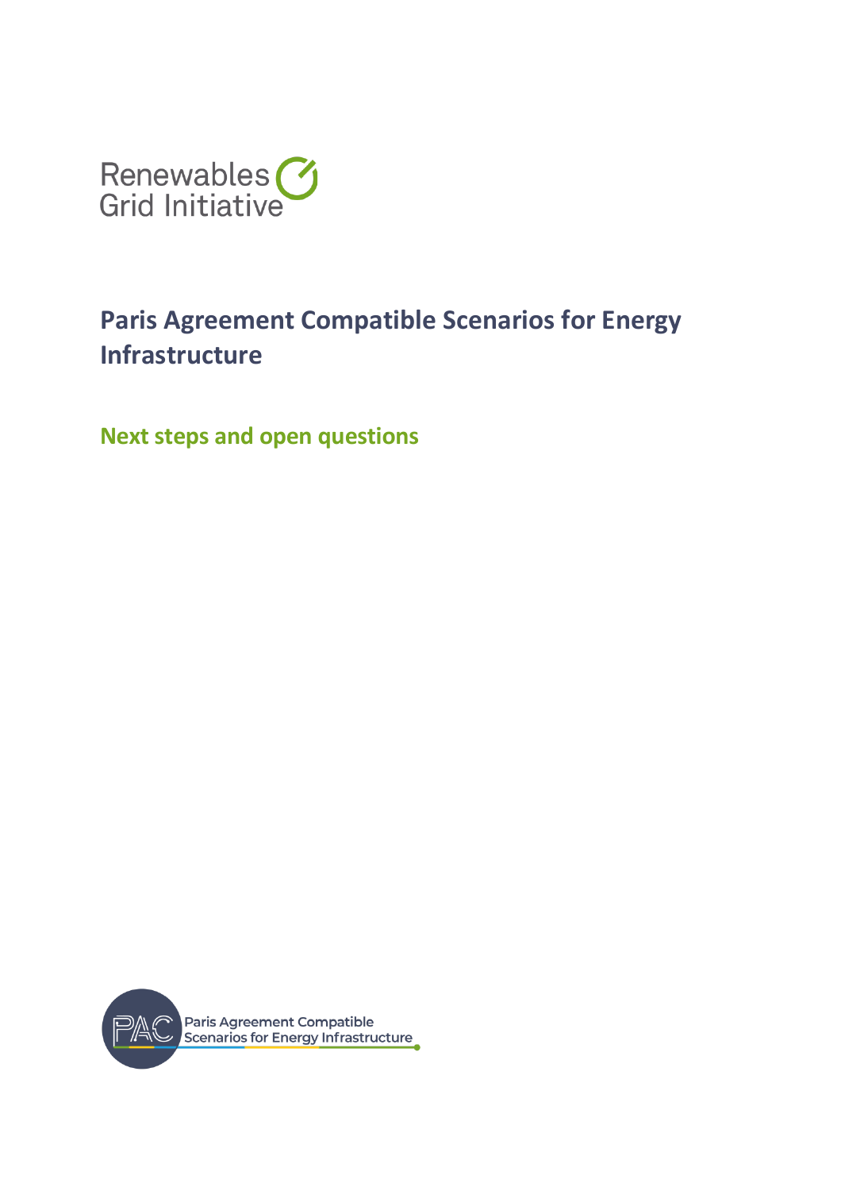Renewables Grid Initiative

# Paris Agreement Compatible Scenarios for Energy Infrastructure

## Next steps and open questions

PAC Paris Agreement Compatible Scenarios for Energy Infrastructure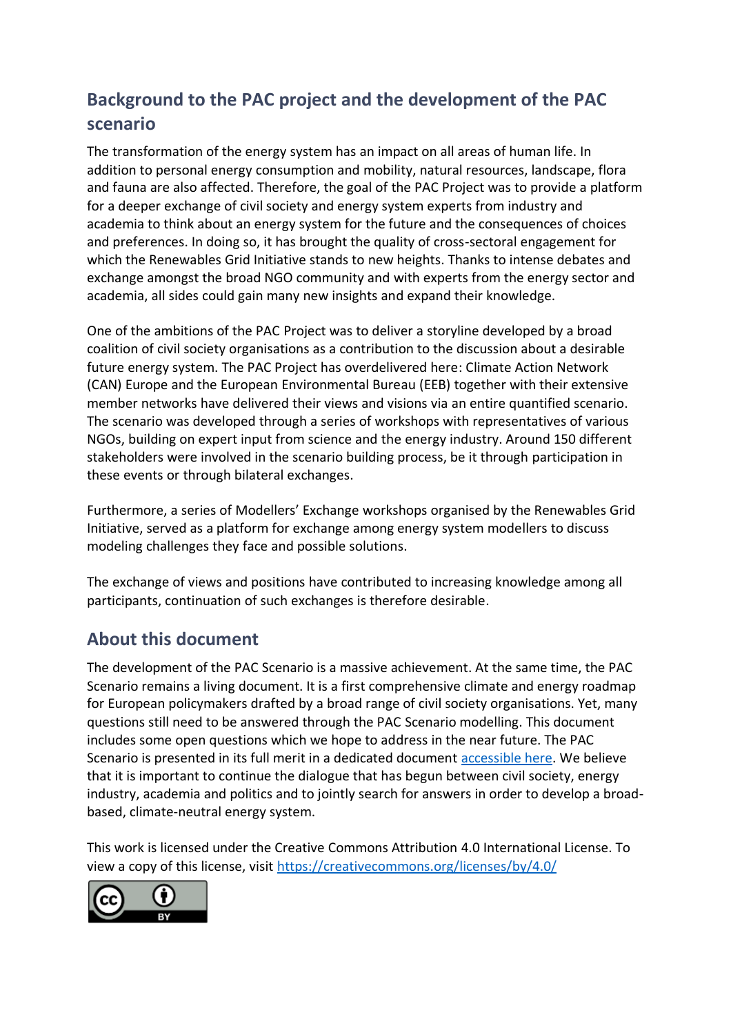## Background to the PAC project and the development of the PAC scenario

The transformation of the energy system has an impact on all areas of human life. In addition to personal energy consumption and mobility, natural resources, landscape, flora and fauna are also affected. Therefore, the goal of the PAC Project was to provide a platform for a deeper exchange of civil society and energy system experts from industry and academia to think about an energy system for the future and the consequences of choices and preferences. In doing so, it has brought the quality of cross-sectoral engagement for which the Renewables Grid Initiative stands to new heights. Thanks to intense debates and exchange amongst the broad NGO community and with experts from the energy sector and academia, all sides could gain many new insights and expand their knowledge.

One of the ambitions of the PAC Project was to deliver a storyline developed by a broad coalition of civil society organisations as a contribution to the discussion about a desirable future energy system. The PAC Project has overdelivered here: Climate Action Network (CAN) Europe and the European Environmental Bureau (EEB) together with their extensive member networks have delivered their views and visions via an entire quantified scenario. The scenario was developed through a series of workshops with representatives of various NGOs, building on expert input from science and the energy industry. Around 150 different stakeholders were involved in the scenario building process, be it through participation in these events or through bilateral exchanges.

Furthermore, a series of Modellers' Exchange workshops organised by the Renewables Grid Initiative, served as a platform for exchange among energy system modellers to discuss modeling challenges they face and possible solutions.

The exchange of views and positions have contributed to increasing knowledge among all participants, continuation of such exchanges is therefore desirable.

## About this document

The development of the PAC Scenario is a massive achievement. At the same time, the PAC Scenario remains a living document. It is a first comprehensive climate and energy roadmap for European policymakers drafted by a broad range of civil society organisations. Yet, many questions still need to be answered through the PAC Scenario modelling. This document includes some open questions which we hope to address in the near future. The PAC Scenario is presented in its full merit in a dedicated document accessible here. We believe that it is important to continue the dialogue that has begun between civil society, energy industry, academia and politics and to jointly search for answers in order to develop a broad-based, climate-neutral energy system.

This work is licensed under the Creative Commons Attribution 4.0 International License. To view a copy of this license, visit https://creativecommons.org/licenses/by/4.0/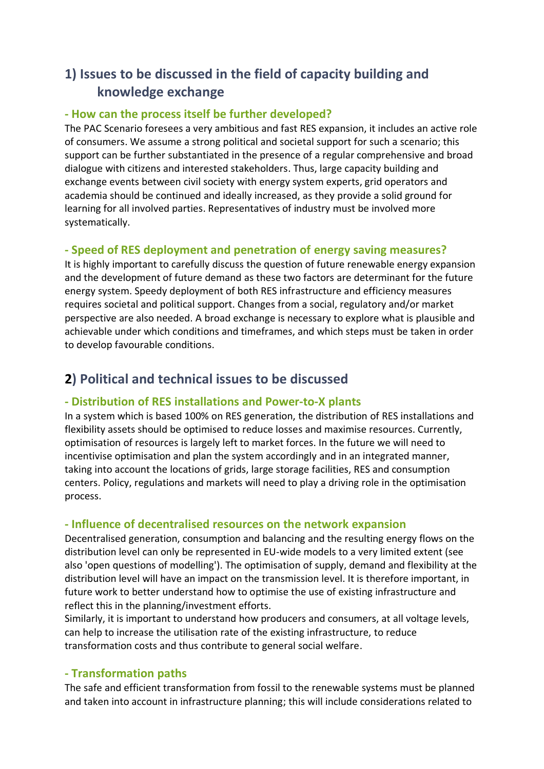## 1) Issues to be discussed in the field of capacity building and knowledge exchange

### - How can the process itself be further developed?

The PAC Scenario foresees a very ambitious and fast RES expansion, it includes an active role of consumers. We assume a strong political and societal support for such a scenario; this support can be further substantiated in the presence of a regular comprehensive and broad dialogue with citizens and interested stakeholders. Thus, large capacity building and exchange events between civil society with energy system experts, grid operators and academia should be continued and ideally increased, as they provide a solid ground for learning for all involved parties. Representatives of industry must be involved more systematically.

### - Speed of RES deployment and penetration of energy saving measures?

It is highly important to carefully discuss the question of future renewable energy expansion and the development of future demand as these two factors are determinant for the future energy system. Speedy deployment of both RES infrastructure and efficiency measures requires societal and political support. Changes from a social, regulatory and/or market perspective are also needed. A broad exchange is necessary to explore what is plausible and achievable under which conditions and timeframes, and which steps must be taken in order to develop favourable conditions.

## 2) Political and technical issues to be discussed

### - Distribution of RES installations and Power-to-X plants

In a system which is based 100% on RES generation, the distribution of RES installations and flexibility assets should be optimised to reduce losses and maximise resources. Currently, optimisation of resources is largely left to market forces. In the future we will need to incentivise optimisation and plan the system accordingly and in an integrated manner, taking into account the locations of grids, large storage facilities, RES and consumption centers. Policy, regulations and markets will need to play a driving role in the optimisation process.

### - Influence of decentralised resources on the network expansion

Decentralised generation, consumption and balancing and the resulting energy flows on the distribution level can only be represented in EU-wide models to a very limited extent (see also 'open questions of modelling'). The optimisation of supply, demand and flexibility at the distribution level will have an impact on the transmission level. It is therefore important, in future work to better understand how to optimise the use of existing infrastructure and reflect this in the planning/investment efforts.

Similarly, it is important to understand how producers and consumers, at all voltage levels, can help to increase the utilisation rate of the existing infrastructure, to reduce transformation costs and thus contribute to general social welfare.

### - Transformation paths

The safe and efficient transformation from fossil to the renewable systems must be planned and taken into account in infrastructure planning; this will include considerations related to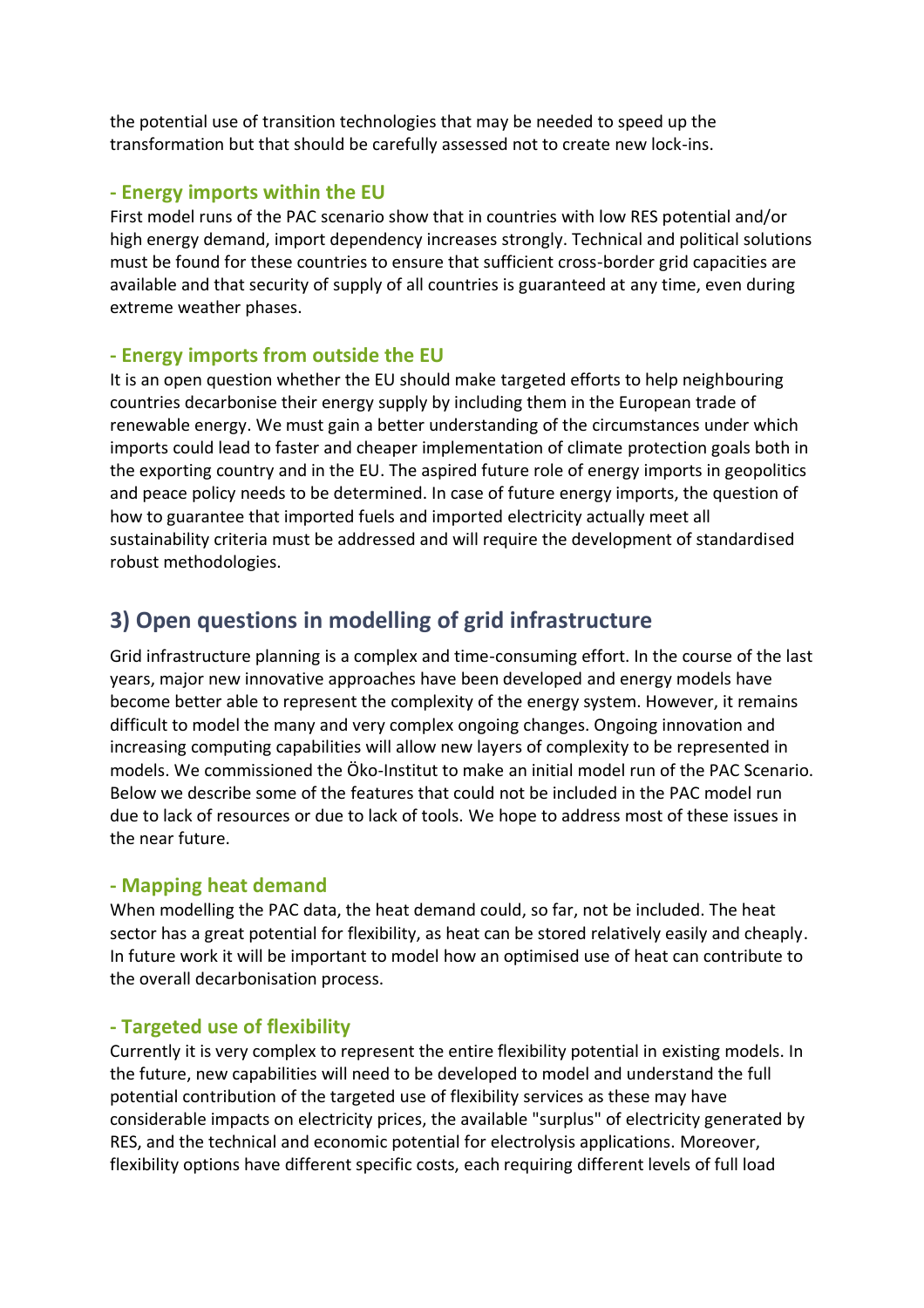the potential use of transition technologies that may be needed to speed up the transformation but that should be carefully assessed not to create new lock-ins.

### - Energy imports within the EU

First model runs of the PAC scenario show that in countries with low RES potential and/or high energy demand, import dependency increases strongly. Technical and political solutions must be found for these countries to ensure that sufficient cross-border grid capacities are available and that security of supply of all countries is guaranteed at any time, even during extreme weather phases.

### - Energy imports from outside the EU

It is an open question whether the EU should make targeted efforts to help neighbouring countries decarbonise their energy supply by including them in the European trade of renewable energy. We must gain a better understanding of the circumstances under which imports could lead to faster and cheaper implementation of climate protection goals both in the exporting country and in the EU. The aspired future role of energy imports in geopolitics and peace policy needs to be determined. In case of future energy imports, the question of how to guarantee that imported fuels and imported electricity actually meet all sustainability criteria must be addressed and will require the development of standardised robust methodologies.

## 3) Open questions in modelling of grid infrastructure

Grid infrastructure planning is a complex and time-consuming effort. In the course of the last years, major new innovative approaches have been developed and energy models have become better able to represent the complexity of the energy system. However, it remains difficult to model the many and very complex ongoing changes. Ongoing innovation and increasing computing capabilities will allow new layers of complexity to be represented in models. We commissioned the Öko-Institut to make an initial model run of the PAC Scenario. Below we describe some of the features that could not be included in the PAC model run due to lack of resources or due to lack of tools. We hope to address most of these issues in the near future.

### - Mapping heat demand

When modelling the PAC data, the heat demand could, so far, not be included. The heat sector has a great potential for flexibility, as heat can be stored relatively easily and cheaply. In future work it will be important to model how an optimised use of heat can contribute to the overall decarbonisation process.

### - Targeted use of flexibility

Currently it is very complex to represent the entire flexibility potential in existing models. In the future, new capabilities will need to be developed to model and understand the full potential contribution of the targeted use of flexibility services as these may have considerable impacts on electricity prices, the available "surplus" of electricity generated by RES, and the technical and economic potential for electrolysis applications. Moreover, flexibility options have different specific costs, each requiring different levels of full load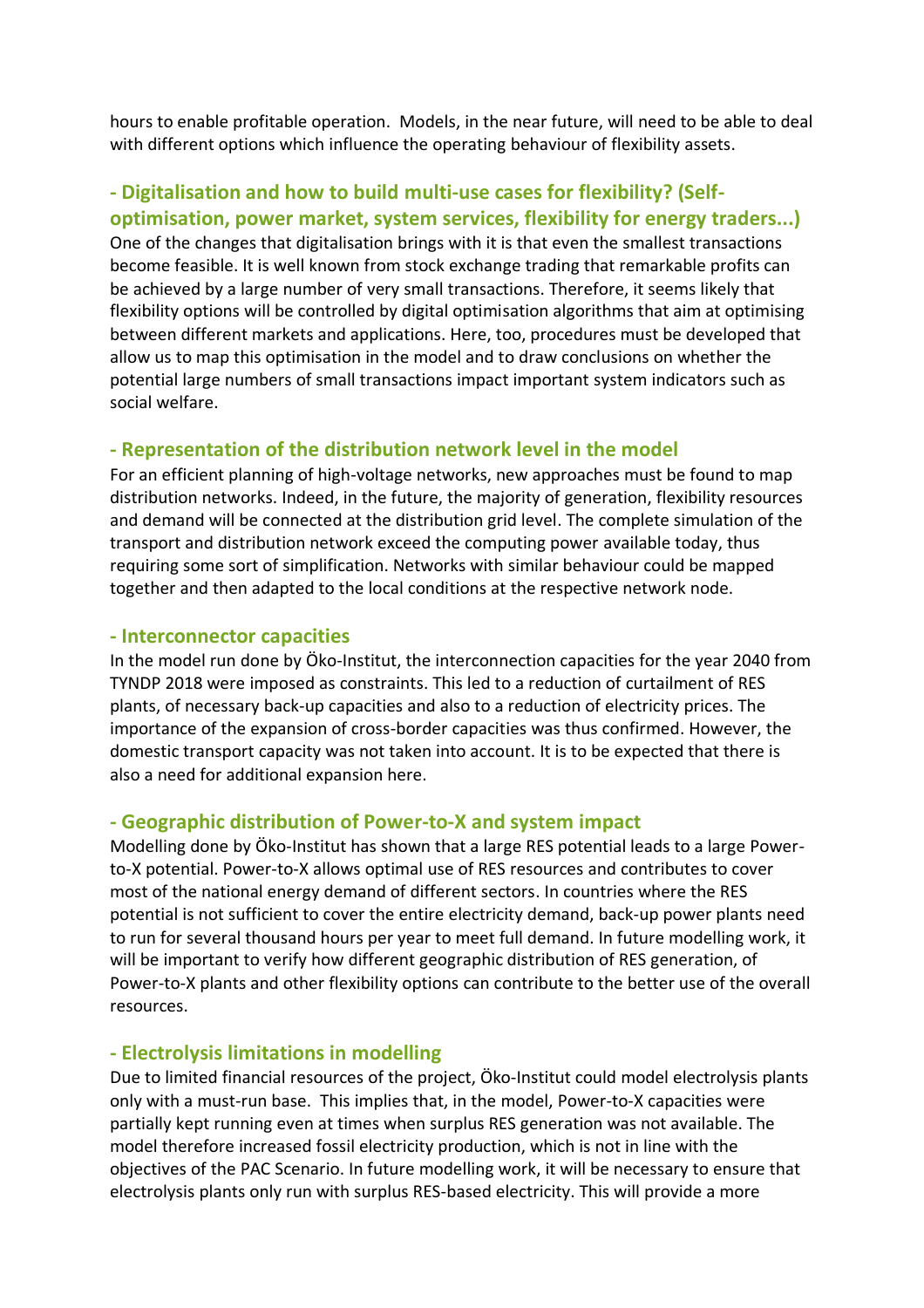hours to enable profitable operation. Models, in the near future, will need to be able to deal with different options which influence the operating behaviour of flexibility assets.

## - Digitalisation and how to build multi-use cases for flexibility? (Self-optimisation, power market, system services, flexibility for energy traders...)

One of the changes that digitalisation brings with it is that even the smallest transactions become feasible. It is well known from stock exchange trading that remarkable profits can be achieved by a large number of very small transactions. Therefore, it seems likely that flexibility options will be controlled by digital optimisation algorithms that aim at optimising between different markets and applications. Here, too, procedures must be developed that allow us to map this optimisation in the model and to draw conclusions on whether the potential large numbers of small transactions impact important system indicators such as social welfare.

## - Representation of the distribution network level in the model

For an efficient planning of high-voltage networks, new approaches must be found to map distribution networks. Indeed, in the future, the majority of generation, flexibility resources and demand will be connected at the distribution grid level. The complete simulation of the transport and distribution network exceed the computing power available today, thus requiring some sort of simplification. Networks with similar behaviour could be mapped together and then adapted to the local conditions at the respective network node.

## - Interconnector capacities

In the model run done by Öko-Institut, the interconnection capacities for the year 2040 from TYNDP 2018 were imposed as constraints. This led to a reduction of curtailment of RES plants, of necessary back-up capacities and also to a reduction of electricity prices. The importance of the expansion of cross-border capacities was thus confirmed. However, the domestic transport capacity was not taken into account. It is to be expected that there is also a need for additional expansion here.

## - Geographic distribution of Power-to-X and system impact

Modelling done by Öko-Institut has shown that a large RES potential leads to a large Power-to-X potential. Power-to-X allows optimal use of RES resources and contributes to cover most of the national energy demand of different sectors. In countries where the RES potential is not sufficient to cover the entire electricity demand, back-up power plants need to run for several thousand hours per year to meet full demand. In future modelling work, it will be important to verify how different geographic distribution of RES generation, of Power-to-X plants and other flexibility options can contribute to the better use of the overall resources.

## - Electrolysis limitations in modelling

Due to limited financial resources of the project, Öko-Institut could model electrolysis plants only with a must-run base. This implies that, in the model, Power-to-X capacities were partially kept running even at times when surplus RES generation was not available. The model therefore increased fossil electricity production, which is not in line with the objectives of the PAC Scenario. In future modelling work, it will be necessary to ensure that electrolysis plants only run with surplus RES-based electricity. This will provide a more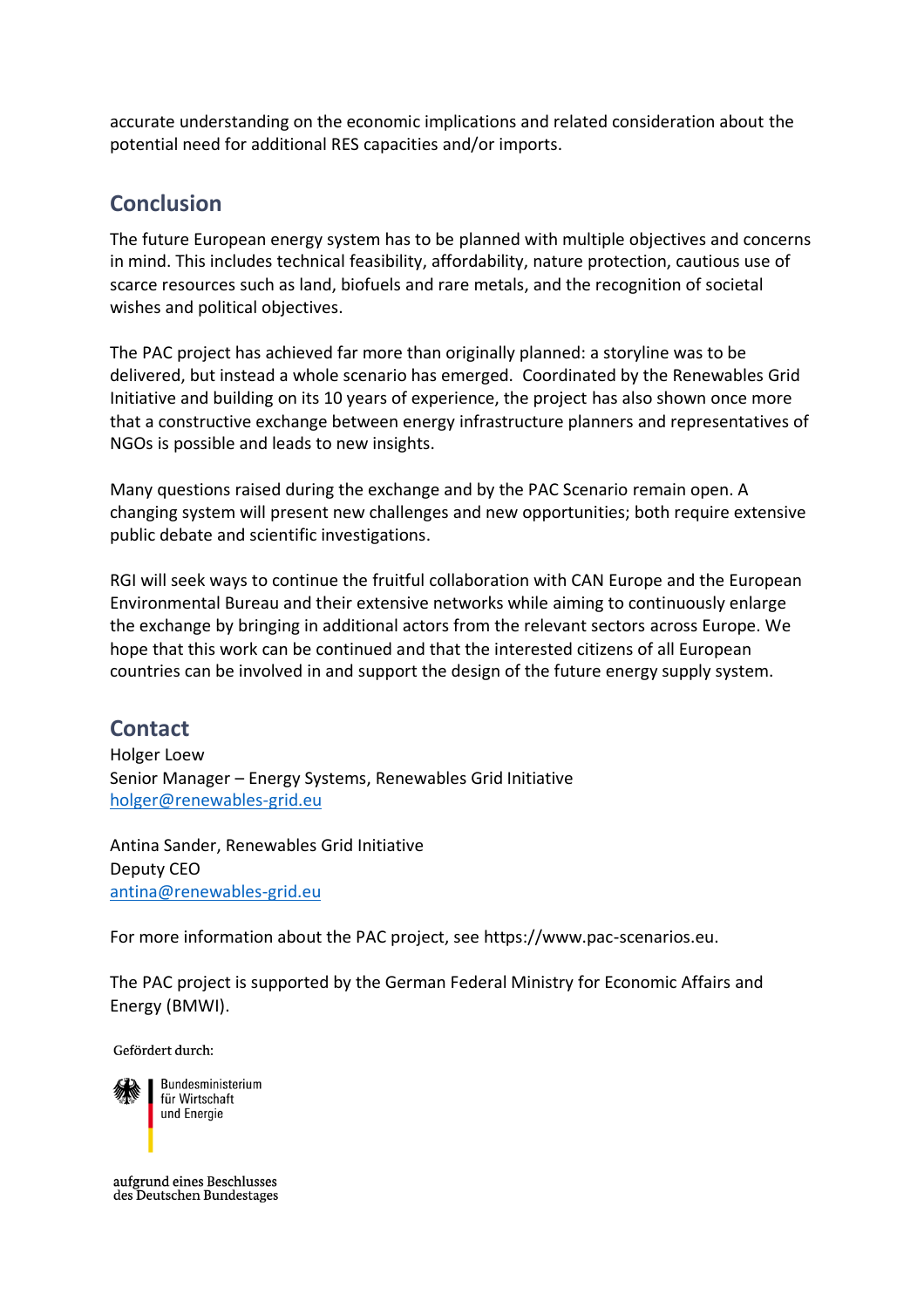accurate understanding on the economic implications and related consideration about the potential need for additional RES capacities and/or imports.

## Conclusion

The future European energy system has to be planned with multiple objectives and concerns in mind. This includes technical feasibility, affordability, nature protection, cautious use of scarce resources such as land, biofuels and rare metals, and the recognition of societal wishes and political objectives.

The PAC project has achieved far more than originally planned: a storyline was to be delivered, but instead a whole scenario has emerged. Coordinated by the Renewables Grid Initiative and building on its 10 years of experience, the project has also shown once more that a constructive exchange between energy infrastructure planners and representatives of NGOs is possible and leads to new insights.

Many questions raised during the exchange and by the PAC Scenario remain open. A changing system will present new challenges and new opportunities; both require extensive public debate and scientific investigations.

RGI will seek ways to continue the fruitful collaboration with CAN Europe and the European Environmental Bureau and their extensive networks while aiming to continuously enlarge the exchange by bringing in additional actors from the relevant sectors across Europe. We hope that this work can be continued and that the interested citizens of all European countries can be involved in and support the design of the future energy supply system.

## Contact

Holger Loew
Senior Manager – Energy Systems, Renewables Grid Initiative
holger@renewables-grid.eu

Antina Sander, Renewables Grid Initiative
Deputy CEO
antina@renewables-grid.eu

For more information about the PAC project, see https://www.pac-scenarios.eu.

The PAC project is supported by the German Federal Ministry for Economic Affairs and Energy (BMWI).

Gefördert durch:

Bundesministerium
für Wirtschaft
und Energie

aufgrund eines Beschlusses
des Deutschen Bundestages